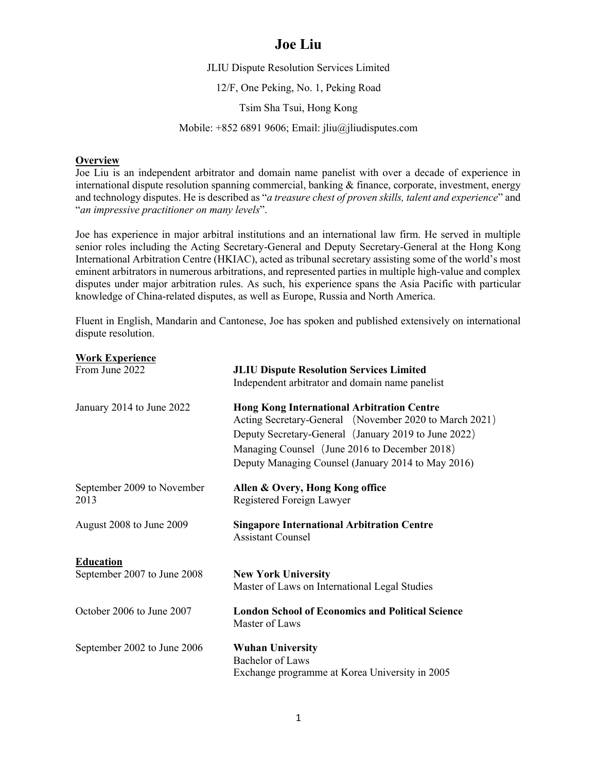# Joe Liu

JLIU Dispute Resolution Services Limited

12/F, One Peking, No. 1, Peking Road

Tsim Sha Tsui, Hong Kong

Mobile: +852 6891 9606; Email: jliu@jliudisputes.com

## Overview

Joe Liu is an independent arbitrator and domain name panelist with over a decade of experience in international dispute resolution spanning commercial, banking & finance, corporate, investment, energy and technology disputes. He is described as "*a treasure chest of proven skills, talent and experience*" and "*an impressive practitioner on many levels*".

Joe has experience in major arbitral institutions and an international law firm. He served in multiple senior roles including the Acting Secretary-General and Deputy Secretary-General at the Hong Kong International Arbitration Centre (HKIAC), acted as tribunal secretary assisting some of the world's most eminent arbitrators in numerous arbitrations, and represented parties in multiple high-value and complex disputes under major arbitration rules. As such, his experience spans the Asia Pacific with particular knowledge of China-related disputes, as well as Europe, Russia and North America.

Fluent in English, Mandarin and Cantonese, Joe has spoken and published extensively on international dispute resolution.

## Work Experience

| | |
|---|---|
| From June 2022 | **JLIU Dispute Resolution Services Limited**<br>Independent arbitrator and domain name panelist |
| January 2014 to June 2022 | **Hong Kong International Arbitration Centre**<br>Acting Secretary-General （November 2020 to March 2021）<br>Deputy Secretary-General（January 2019 to June 2022）<br>Managing Counsel（June 2016 to December 2018）<br>Deputy Managing Counsel (January 2014 to May 2016) |
| September 2009 to November 2013 | **Allen & Overy, Hong Kong office**<br>Registered Foreign Lawyer |
| August 2008 to June 2009 | **Singapore International Arbitration Centre**<br>Assistant Counsel |

## Education

| | |
|---|---|
| September 2007 to June 2008 | **New York University**<br>Master of Laws on International Legal Studies |
| October 2006 to June 2007 | **London School of Economics and Political Science**<br>Master of Laws |
| September 2002 to June 2006 | **Wuhan University**<br>Bachelor of Laws<br>Exchange programme at Korea University in 2005 |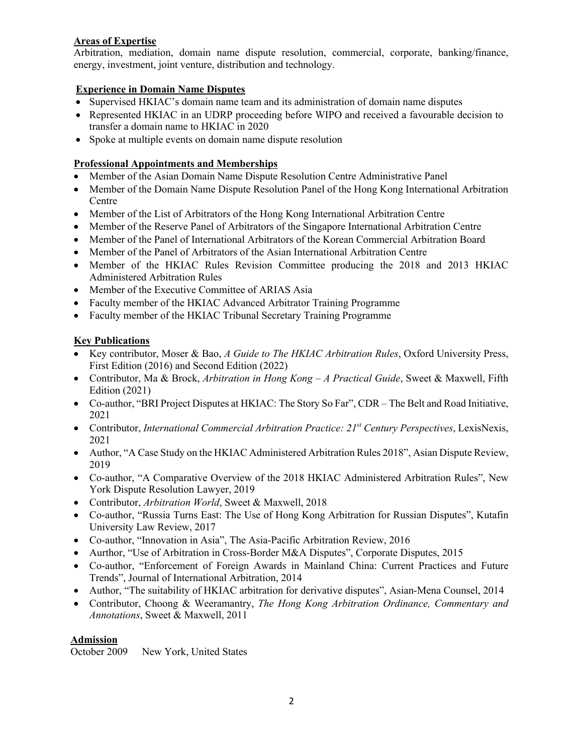## Areas of Expertise

Arbitration, mediation, domain name dispute resolution, commercial, corporate, banking/finance, energy, investment, joint venture, distribution and technology.

## Experience in Domain Name Disputes

- Supervised HKIAC's domain name team and its administration of domain name disputes
- Represented HKIAC in an UDRP proceeding before WIPO and received a favourable decision to transfer a domain name to HKIAC in 2020
- Spoke at multiple events on domain name dispute resolution

## Professional Appointments and Memberships

- Member of the Asian Domain Name Dispute Resolution Centre Administrative Panel
- Member of the Domain Name Dispute Resolution Panel of the Hong Kong International Arbitration Centre
- Member of the List of Arbitrators of the Hong Kong International Arbitration Centre
- Member of the Reserve Panel of Arbitrators of the Singapore International Arbitration Centre
- Member of the Panel of International Arbitrators of the Korean Commercial Arbitration Board
- Member of the Panel of Arbitrators of the Asian International Arbitration Centre
- Member of the HKIAC Rules Revision Committee producing the 2018 and 2013 HKIAC Administered Arbitration Rules
- Member of the Executive Committee of ARIAS Asia
- Faculty member of the HKIAC Advanced Arbitrator Training Programme
- Faculty member of the HKIAC Tribunal Secretary Training Programme

## Key Publications

- Key contributor, Moser & Bao, *A Guide to The HKIAC Arbitration Rules*, Oxford University Press, First Edition (2016) and Second Edition (2022)
- Contributor, Ma & Brock, *Arbitration in Hong Kong – A Practical Guide*, Sweet & Maxwell, Fifth Edition (2021)
- Co-author, "BRI Project Disputes at HKIAC: The Story So Far", CDR – The Belt and Road Initiative, 2021
- Contributor, *International Commercial Arbitration Practice: 21st Century Perspectives*, LexisNexis, 2021
- Author, "A Case Study on the HKIAC Administered Arbitration Rules 2018", Asian Dispute Review, 2019
- Co-author, "A Comparative Overview of the 2018 HKIAC Administered Arbitration Rules", New York Dispute Resolution Lawyer, 2019
- Contributor, *Arbitration World*, Sweet & Maxwell, 2018
- Co-author, "Russia Turns East: The Use of Hong Kong Arbitration for Russian Disputes", Kutafin University Law Review, 2017
- Co-author, "Innovation in Asia", The Asia-Pacific Arbitration Review, 2016
- Aurthor, "Use of Arbitration in Cross-Border M&A Disputes", Corporate Disputes, 2015
- Co-author, "Enforcement of Foreign Awards in Mainland China: Current Practices and Future Trends", Journal of International Arbitration, 2014
- Author, "The suitability of HKIAC arbitration for derivative disputes", Asian-Mena Counsel, 2014
- Contributor, Choong & Weeramantry, *The Hong Kong Arbitration Ordinance, Commentary and Annotations*, Sweet & Maxwell, 2011

## Admission

October 2009 New York, United States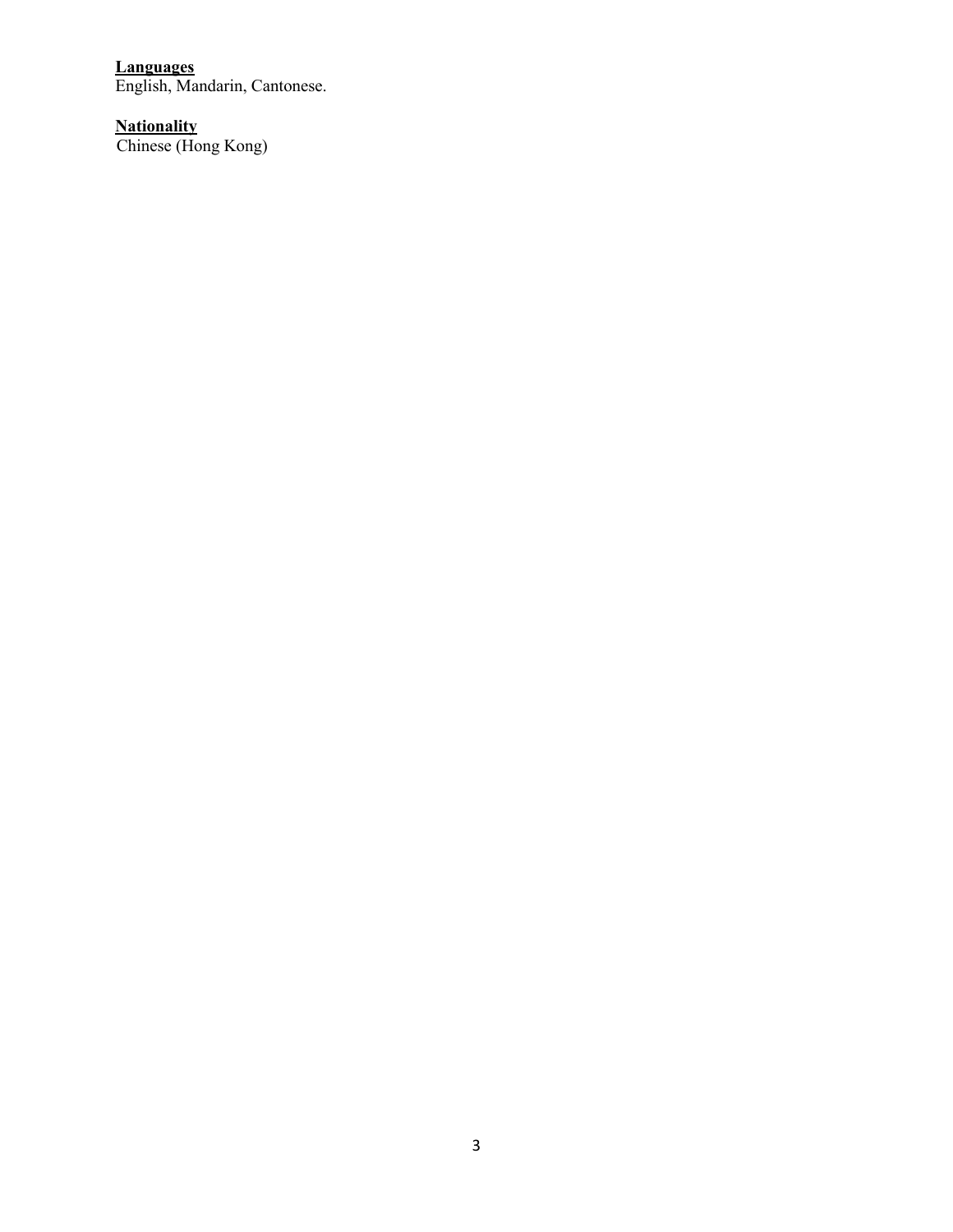**Languages**
English, Mandarin, Cantonese.

**Nationality**
Chinese (Hong Kong)